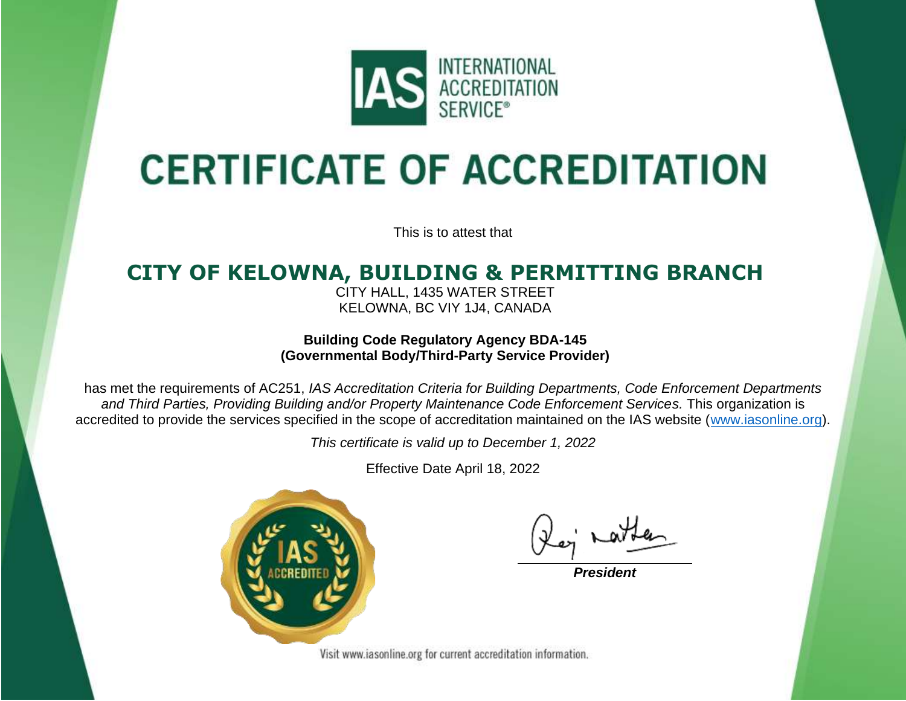IAS INTERNATIONAL ACCREDITATION SERVICE®

# CERTIFICATE OF ACCREDITATION

This is to attest that

## CITY OF KELOWNA, BUILDING & PERMITTING BRANCH

CITY HALL, 1435 WATER STREET
KELOWNA, BC VIY 1J4, CANADA

**Building Code Regulatory Agency BDA-145**
**(Governmental Body/Third-Party Service Provider)**

has met the requirements of AC251, *IAS Accreditation Criteria for Building Departments, Code Enforcement Departments and Third Parties, Providing Building and/or Property Maintenance Code Enforcement Services.* This organization is accredited to provide the services specified in the scope of accreditation maintained on the IAS website (www.iasonline.org).

*This certificate is valid up to December 1, 2022*

Effective Date April 18, 2022

IAS ACCREDITED

***President***

Visit www.iasonline.org for current accreditation information.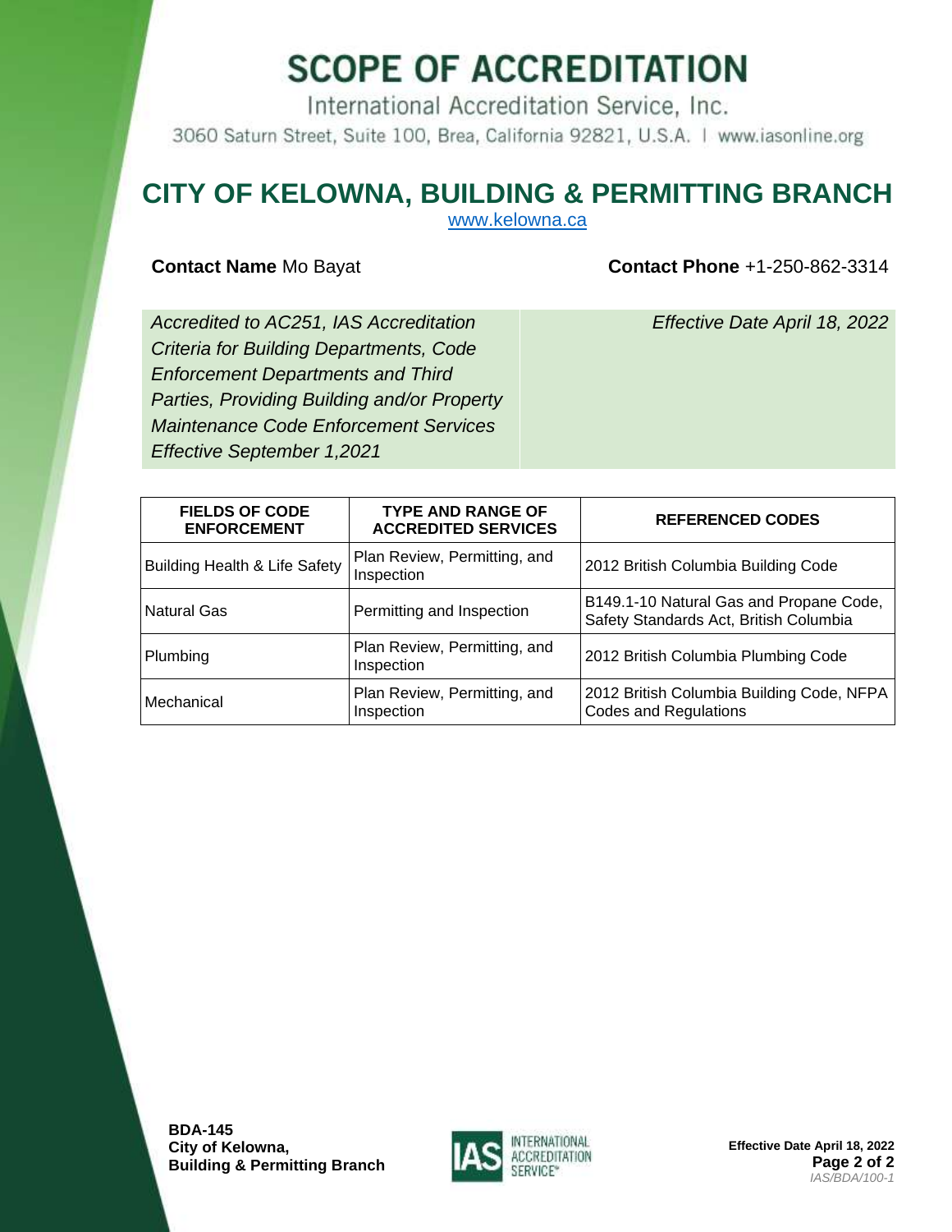# SCOPE OF ACCREDITATION

International Accreditation Service, Inc.

3060 Saturn Street, Suite 100, Brea, California 92821, U.S.A. | www.iasonline.org

## CITY OF KELOWNA, BUILDING & PERMITTING BRANCH

www.kelowna.ca

**Contact Name** Mo Bayat **Contact Phone** +1-250-862-3314

*Accredited to AC251, IAS Accreditation Criteria for Building Departments, Code Enforcement Departments and Third Parties, Providing Building and/or Property Maintenance Code Enforcement Services Effective September 1,2021*

*Effective Date April 18, 2022*

| FIELDS OF CODE ENFORCEMENT | TYPE AND RANGE OF ACCREDITED SERVICES | REFERENCED CODES |
|---|---|---|
| Building Health & Life Safety | Plan Review, Permitting, and Inspection | 2012 British Columbia Building Code |
| Natural Gas | Permitting and Inspection | B149.1-10 Natural Gas and Propane Code, Safety Standards Act, British Columbia |
| Plumbing | Plan Review, Permitting, and Inspection | 2012 British Columbia Plumbing Code |
| Mechanical | Plan Review, Permitting, and Inspection | 2012 British Columbia Building Code, NFPA Codes and Regulations |

**BDA-145**
**City of Kelowna,**
**Building & Permitting Branch**

**Effective Date April 18, 2022**

*IAS/BDA/100-1*